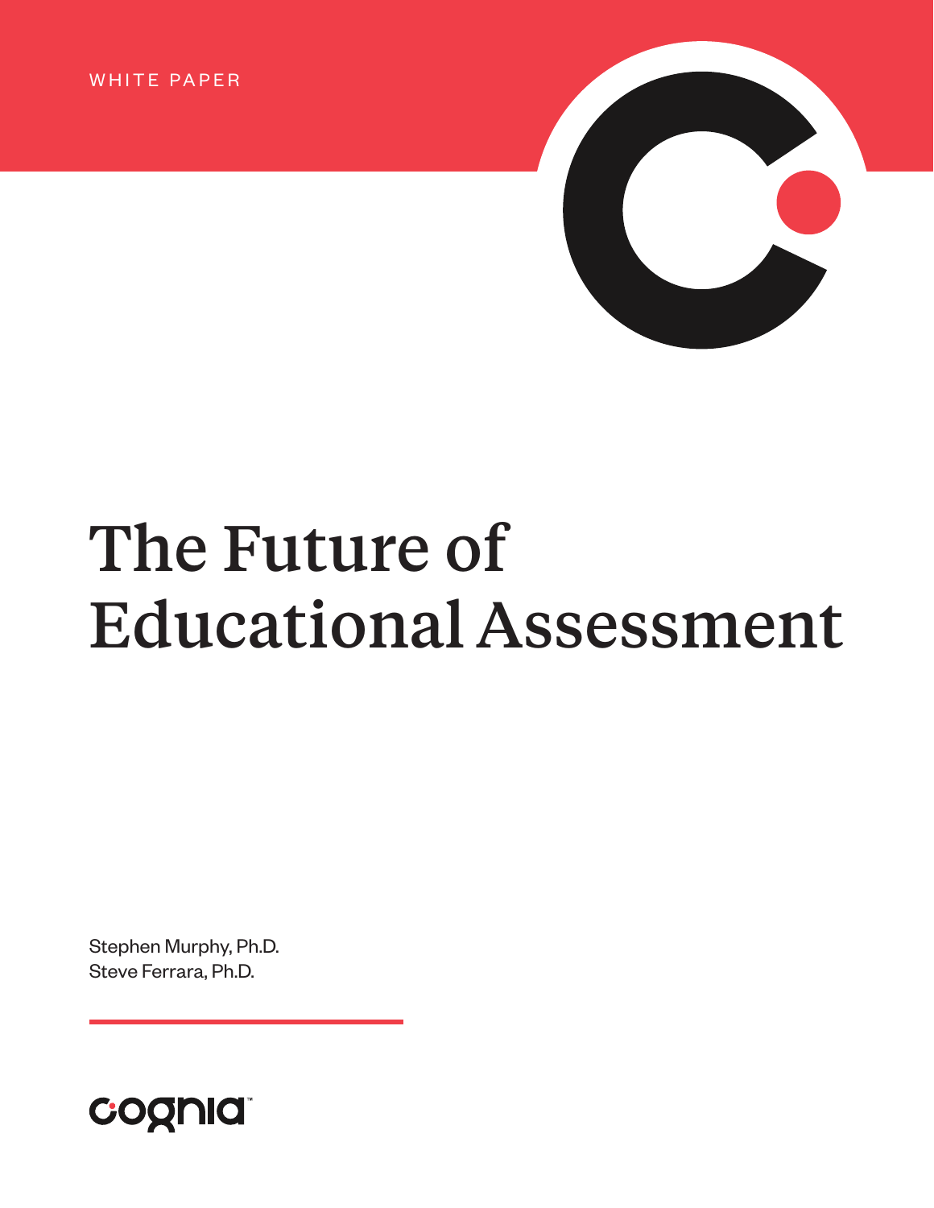WHITE PAPER

# The Future of Educational Assessment

Stephen Murphy, Ph.D.
Steve Ferrara, Ph.D.

cognia™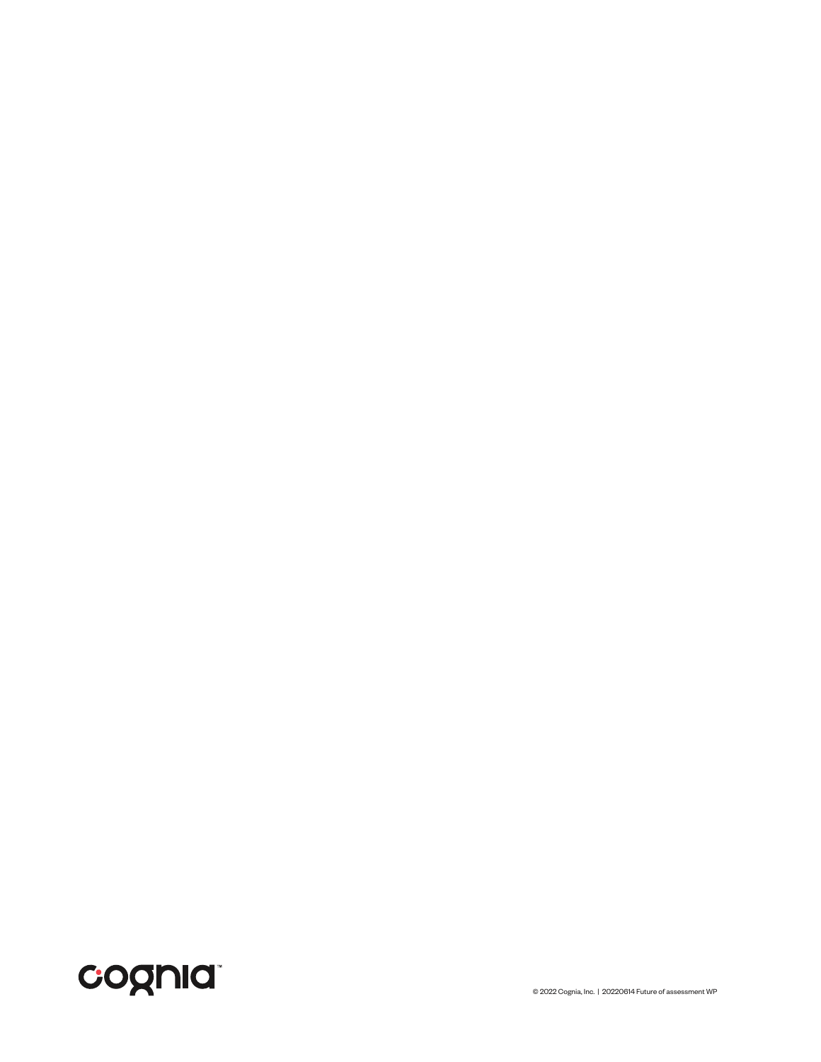© 2022 Cognia, Inc. | 20220614 Future of assessment WP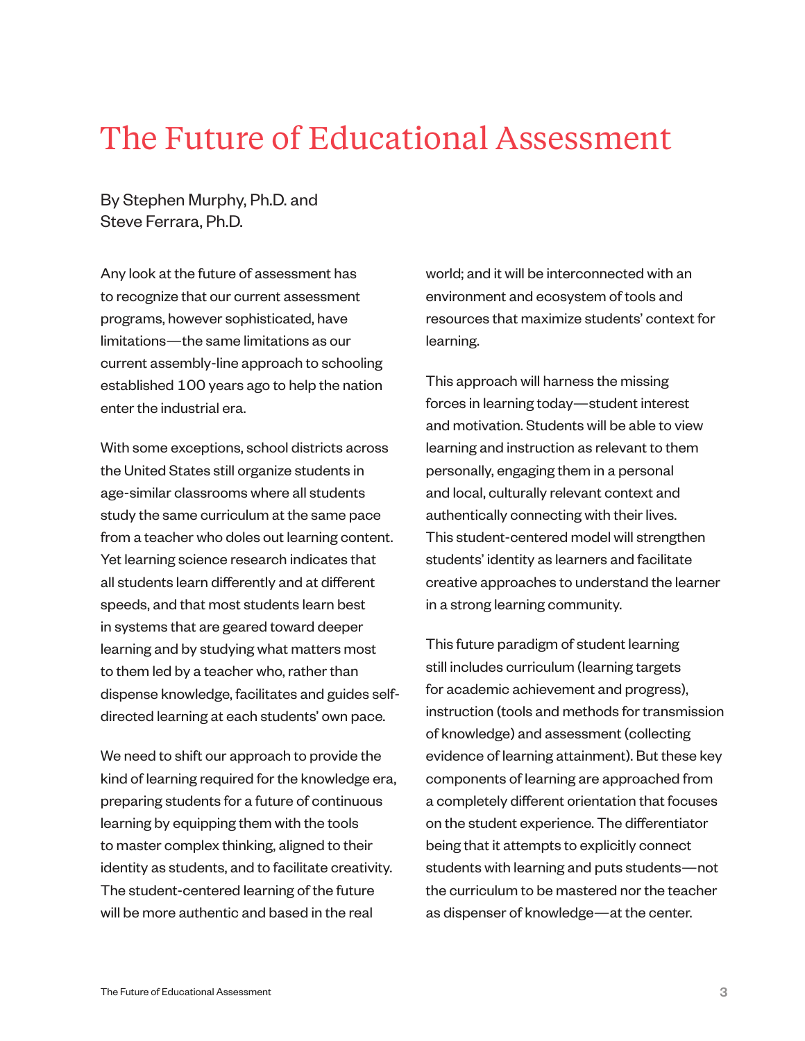# The Future of Educational Assessment

By Stephen Murphy, Ph.D. and
Steve Ferrara, Ph.D.

Any look at the future of assessment has to recognize that our current assessment programs, however sophisticated, have limitations—the same limitations as our current assembly-line approach to schooling established 100 years ago to help the nation enter the industrial era.

With some exceptions, school districts across the United States still organize students in age-similar classrooms where all students study the same curriculum at the same pace from a teacher who doles out learning content. Yet learning science research indicates that all students learn differently and at different speeds, and that most students learn best in systems that are geared toward deeper learning and by studying what matters most to them led by a teacher who, rather than dispense knowledge, facilitates and guides self-directed learning at each students' own pace.

We need to shift our approach to provide the kind of learning required for the knowledge era, preparing students for a future of continuous learning by equipping them with the tools to master complex thinking, aligned to their identity as students, and to facilitate creativity. The student-centered learning of the future will be more authentic and based in the real world; and it will be interconnected with an environment and ecosystem of tools and resources that maximize students' context for learning.

This approach will harness the missing forces in learning today—student interest and motivation. Students will be able to view learning and instruction as relevant to them personally, engaging them in a personal and local, culturally relevant context and authentically connecting with their lives. This student-centered model will strengthen students' identity as learners and facilitate creative approaches to understand the learner in a strong learning community.

This future paradigm of student learning still includes curriculum (learning targets for academic achievement and progress), instruction (tools and methods for transmission of knowledge) and assessment (collecting evidence of learning attainment). But these key components of learning are approached from a completely different orientation that focuses on the student experience. The differentiator being that it attempts to explicitly connect students with learning and puts students—not the curriculum to be mastered nor the teacher as dispenser of knowledge—at the center.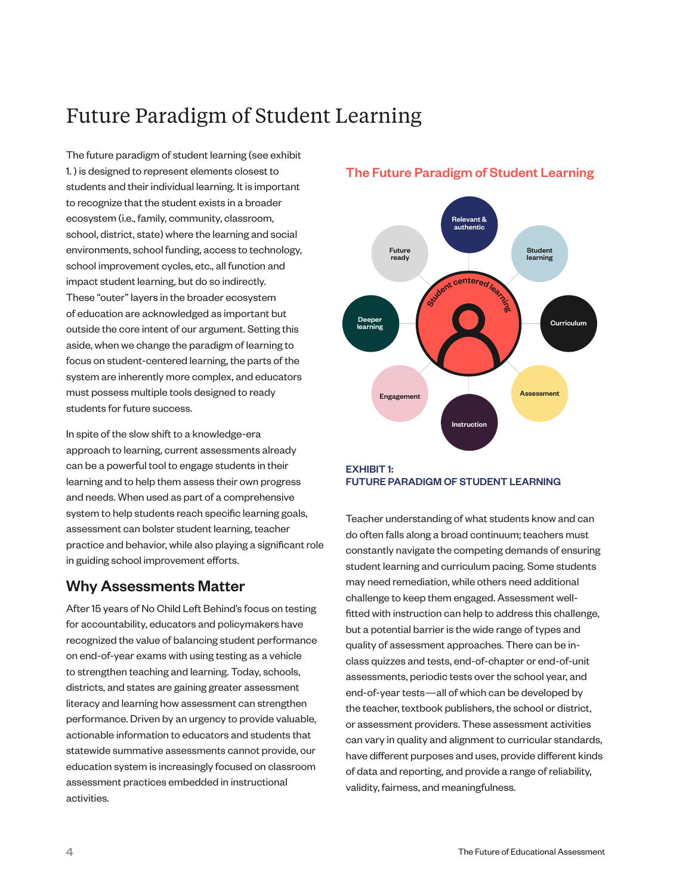// 
# Future Paradigm of Student Learning

The future paradigm of student learning (see exhibit 1. ) is designed to represent elements closest to students and their individual learning. It is important to recognize that the student exists in a broader ecosystem (i.e., family, community, classroom, school, district, state) where the learning and social environments, school funding, access to technology, school improvement cycles, etc., all function and impact student learning, but do so indirectly. These "outer" layers in the broader ecosystem of education are acknowledged as important but outside the core intent of our argument. Setting this aside, when we change the paradigm of learning to focus on student-centered learning, the parts of the system are inherently more complex, and educators must possess multiple tools designed to ready students for future success.

In spite of the slow shift to a knowledge-era approach to learning, current assessments already can be a powerful tool to engage students in their learning and to help them assess their own progress and needs. When used as part of a comprehensive system to help students reach specific learning goals, assessment can bolster student learning, teacher practice and behavior, while also playing a significant role in guiding school improvement efforts.

## Why Assessments Matter

After 15 years of No Child Left Behind's focus on testing for accountability, educators and policymakers have recognized the value of balancing student performance on end-of-year exams with using testing as a vehicle to strengthen teaching and learning. Today, schools, districts, and states are gaining greater assessment literacy and learning how assessment can strengthen performance. Driven by an urgency to provide valuable, actionable information to educators and students that statewide summative assessments cannot provide, our education system is increasingly focused on classroom assessment practices embedded in instructional activities.

**The Future Paradigm of Student Learning**

Student centered learning: Relevant & authentic; Student learning; Curriculum; Assessment; Instruction; Engagement; Deeper learning; Future ready

**EXHIBIT 1:
FUTURE PARADIGM OF STUDENT LEARNING**

Teacher understanding of what students know and can do often falls along a broad continuum; teachers must constantly navigate the competing demands of ensuring student learning and curriculum pacing. Some students may need remediation, while others need additional challenge to keep them engaged. Assessment well-fitted with instruction can help to address this challenge, but a potential barrier is the wide range of types and quality of assessment approaches. There can be in-class quizzes and tests, end-of-chapter or end-of-unit assessments, periodic tests over the school year, and end-of-year tests—all of which can be developed by the teacher, textbook publishers, the school or district, or assessment providers. These assessment activities can vary in quality and alignment to curricular standards, have different purposes and uses, provide different kinds of data and reporting, and provide a range of reliability, validity, fairness, and meaningfulness.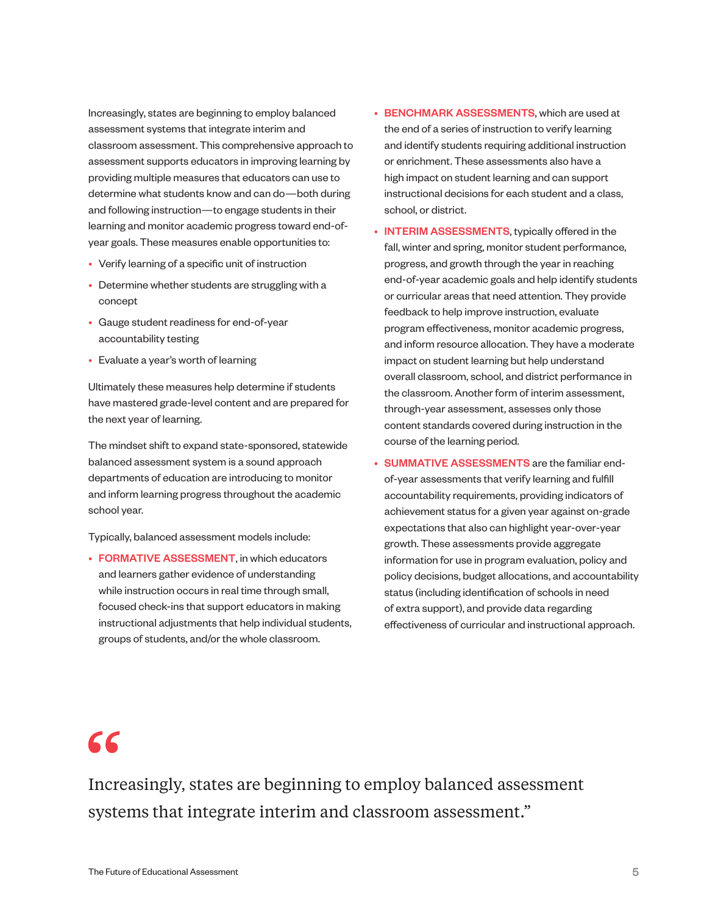Increasingly, states are beginning to employ balanced assessment systems that integrate interim and classroom assessment. This comprehensive approach to assessment supports educators in improving learning by providing multiple measures that educators can use to determine what students know and can do—both during and following instruction—to engage students in their learning and monitor academic progress toward end-of-year goals. These measures enable opportunities to:

- Verify learning of a specific unit of instruction
- Determine whether students are struggling with a concept
- Gauge student readiness for end-of-year accountability testing
- Evaluate a year's worth of learning

Ultimately these measures help determine if students have mastered grade-level content and are prepared for the next year of learning.

The mindset shift to expand state-sponsored, statewide balanced assessment system is a sound approach departments of education are introducing to monitor and inform learning progress throughout the academic school year.

Typically, balanced assessment models include:

- **FORMATIVE ASSESSMENT**, in which educators and learners gather evidence of understanding while instruction occurs in real time through small, focused check-ins that support educators in making instructional adjustments that help individual students, groups of students, and/or the whole classroom.
- **BENCHMARK ASSESSMENTS**, which are used at the end of a series of instruction to verify learning and identify students requiring additional instruction or enrichment. These assessments also have a high impact on student learning and can support instructional decisions for each student and a class, school, or district.
- **INTERIM ASSESSMENTS**, typically offered in the fall, winter and spring, monitor student performance, progress, and growth through the year in reaching end-of-year academic goals and help identify students or curricular areas that need attention. They provide feedback to help improve instruction, evaluate program effectiveness, monitor academic progress, and inform resource allocation. They have a moderate impact on student learning but help understand overall classroom, school, and district performance in the classroom. Another form of interim assessment, through-year assessment, assesses only those content standards covered during instruction in the course of the learning period.
- **SUMMATIVE ASSESSMENTS** are the familiar end-of-year assessments that verify learning and fulfill accountability requirements, providing indicators of achievement status for a given year against on-grade expectations that also can highlight year-over-year growth. These assessments provide aggregate information for use in program evaluation, policy and policy decisions, budget allocations, and accountability status (including identification of schools in need of extra support), and provide data regarding effectiveness of curricular and instructional approach.

> "Increasingly, states are beginning to employ balanced assessment systems that integrate interim and classroom assessment."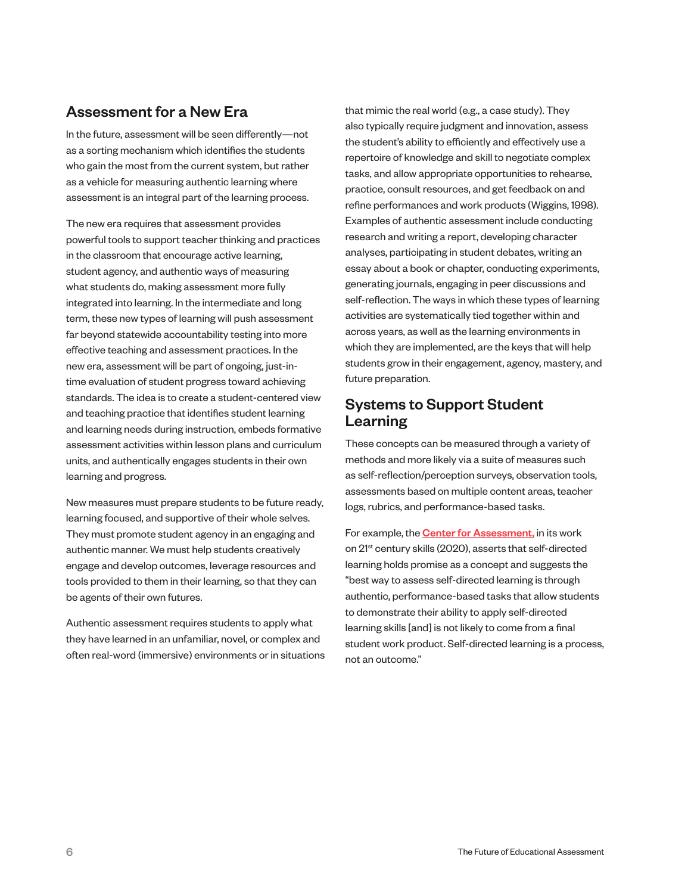## Assessment for a New Era

In the future, assessment will be seen differently—not as a sorting mechanism which identifies the students who gain the most from the current system, but rather as a vehicle for measuring authentic learning where assessment is an integral part of the learning process.

The new era requires that assessment provides powerful tools to support teacher thinking and practices in the classroom that encourage active learning, student agency, and authentic ways of measuring what students do, making assessment more fully integrated into learning. In the intermediate and long term, these new types of learning will push assessment far beyond statewide accountability testing into more effective teaching and assessment practices. In the new era, assessment will be part of ongoing, just-in-time evaluation of student progress toward achieving standards. The idea is to create a student-centered view and teaching practice that identifies student learning and learning needs during instruction, embeds formative assessment activities within lesson plans and curriculum units, and authentically engages students in their own learning and progress.

New measures must prepare students to be future ready, learning focused, and supportive of their whole selves. They must promote student agency in an engaging and authentic manner. We must help students creatively engage and develop outcomes, leverage resources and tools provided to them in their learning, so that they can be agents of their own futures.

Authentic assessment requires students to apply what they have learned in an unfamiliar, novel, or complex and often real-word (immersive) environments or in situations that mimic the real world (e.g., a case study). They also typically require judgment and innovation, assess the student's ability to efficiently and effectively use a repertoire of knowledge and skill to negotiate complex tasks, and allow appropriate opportunities to rehearse, practice, consult resources, and get feedback on and refine performances and work products (Wiggins, 1998). Examples of authentic assessment include conducting research and writing a report, developing character analyses, participating in student debates, writing an essay about a book or chapter, conducting experiments, generating journals, engaging in peer discussions and self-reflection. The ways in which these types of learning activities are systematically tied together within and across years, as well as the learning environments in which they are implemented, are the keys that will help students grow in their engagement, agency, mastery, and future preparation.

## Systems to Support Student Learning

These concepts can be measured through a variety of methods and more likely via a suite of measures such as self-reflection/perception surveys, observation tools, assessments based on multiple content areas, teacher logs, rubrics, and performance-based tasks.

For example, the **Center for Assessment,** in its work on 21st century skills (2020), asserts that self-directed learning holds promise as a concept and suggests the "best way to assess self-directed learning is through authentic, performance-based tasks that allow students to demonstrate their ability to apply self-directed learning skills [and] is not likely to come from a final student work product. Self-directed learning is a process, not an outcome."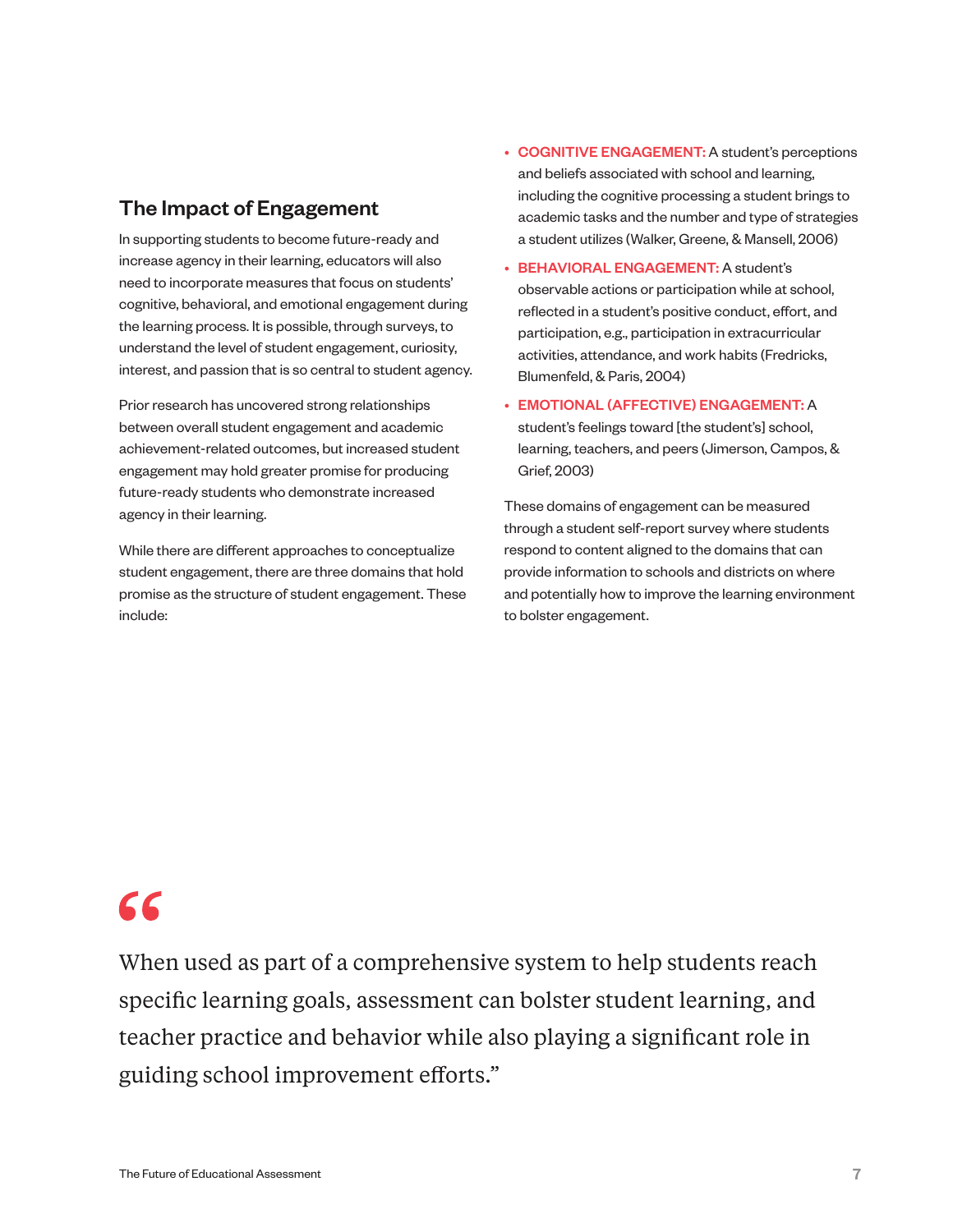## The Impact of Engagement

In supporting students to become future-ready and increase agency in their learning, educators will also need to incorporate measures that focus on students' cognitive, behavioral, and emotional engagement during the learning process. It is possible, through surveys, to understand the level of student engagement, curiosity, interest, and passion that is so central to student agency.

Prior research has uncovered strong relationships between overall student engagement and academic achievement-related outcomes, but increased student engagement may hold greater promise for producing future-ready students who demonstrate increased agency in their learning.

While there are different approaches to conceptualize student engagement, there are three domains that hold promise as the structure of student engagement. These include:

- **COGNITIVE ENGAGEMENT:** A student's perceptions and beliefs associated with school and learning, including the cognitive processing a student brings to academic tasks and the number and type of strategies a student utilizes (Walker, Greene, & Mansell, 2006)
- **BEHAVIORAL ENGAGEMENT:** A student's observable actions or participation while at school, reflected in a student's positive conduct, effort, and participation, e.g., participation in extracurricular activities, attendance, and work habits (Fredricks, Blumenfeld, & Paris, 2004)
- **EMOTIONAL (AFFECTIVE) ENGAGEMENT:** A student's feelings toward [the student's] school, learning, teachers, and peers (Jimerson, Campos, & Grief, 2003)

These domains of engagement can be measured through a student self-report survey where students respond to content aligned to the domains that can provide information to schools and districts on where and potentially how to improve the learning environment to bolster engagement.

> When used as part of a comprehensive system to help students reach specific learning goals, assessment can bolster student learning, and teacher practice and behavior while also playing a significant role in guiding school improvement efforts."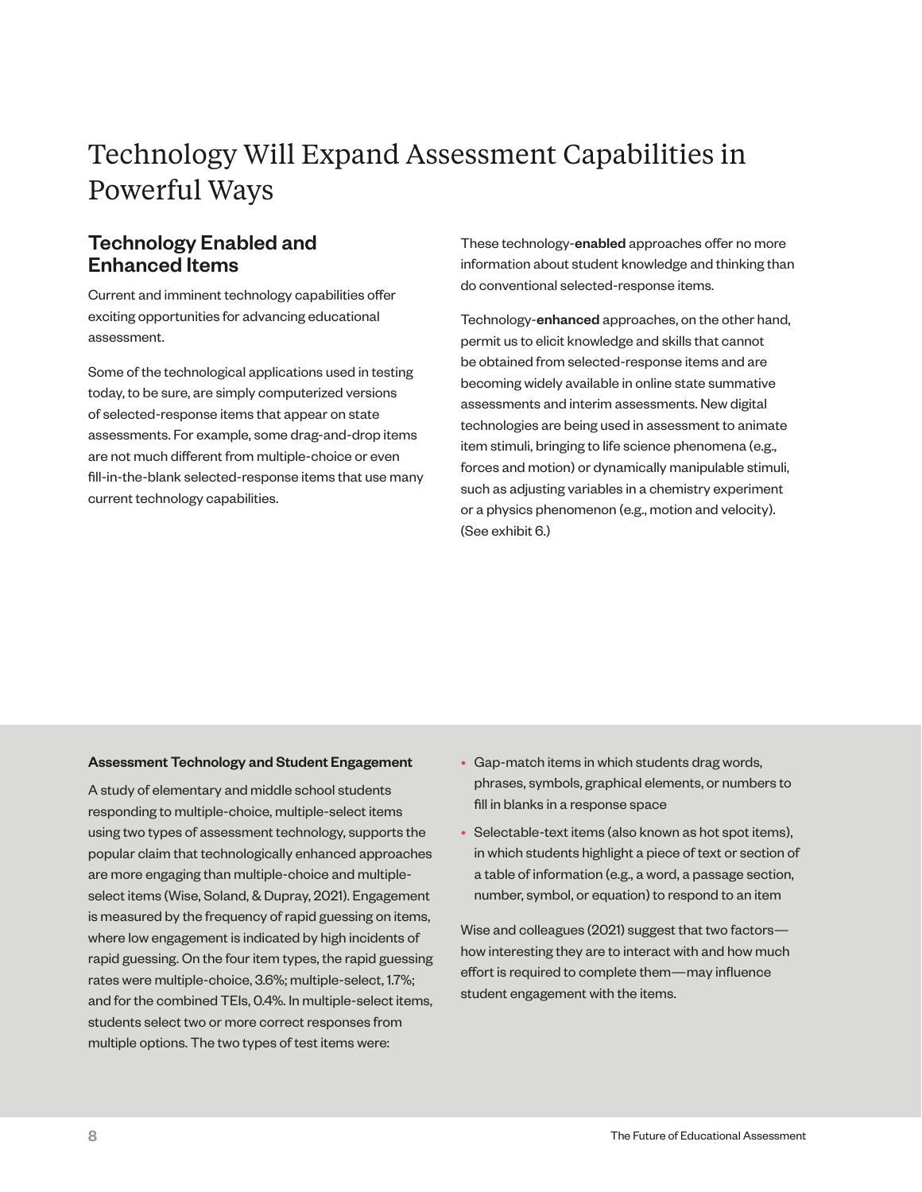# Technology Will Expand Assessment Capabilities in Powerful Ways

## Technology Enabled and Enhanced Items

Current and imminent technology capabilities offer exciting opportunities for advancing educational assessment.

Some of the technological applications used in testing today, to be sure, are simply computerized versions of selected-response items that appear on state assessments. For example, some drag-and-drop items are not much different from multiple-choice or even fill-in-the-blank selected-response items that use many current technology capabilities.

These technology-**enabled** approaches offer no more information about student knowledge and thinking than do conventional selected-response items.

Technology-**enhanced** approaches, on the other hand, permit us to elicit knowledge and skills that cannot be obtained from selected-response items and are becoming widely available in online state summative assessments and interim assessments. New digital technologies are being used in assessment to animate item stimuli, bringing to life science phenomena (e.g., forces and motion) or dynamically manipulable stimuli, such as adjusting variables in a chemistry experiment or a physics phenomenon (e.g., motion and velocity). (See exhibit 6.)

**Assessment Technology and Student Engagement**

A study of elementary and middle school students responding to multiple-choice, multiple-select items using two types of assessment technology, supports the popular claim that technologically enhanced approaches are more engaging than multiple-choice and multiple-select items (Wise, Soland, & Dupray, 2021). Engagement is measured by the frequency of rapid guessing on items, where low engagement is indicated by high incidents of rapid guessing. On the four item types, the rapid guessing rates were multiple-choice, 3.6%; multiple-select, 1.7%; and for the combined TEIs, 0.4%. In multiple-select items, students select two or more correct responses from multiple options. The two types of test items were:

- Gap-match items in which students drag words, phrases, symbols, graphical elements, or numbers to fill in blanks in a response space
- Selectable-text items (also known as hot spot items), in which students highlight a piece of text or section of a table of information (e.g., a word, a passage section, number, symbol, or equation) to respond to an item

Wise and colleagues (2021) suggest that two factors—how interesting they are to interact with and how much effort is required to complete them—may influence student engagement with the items.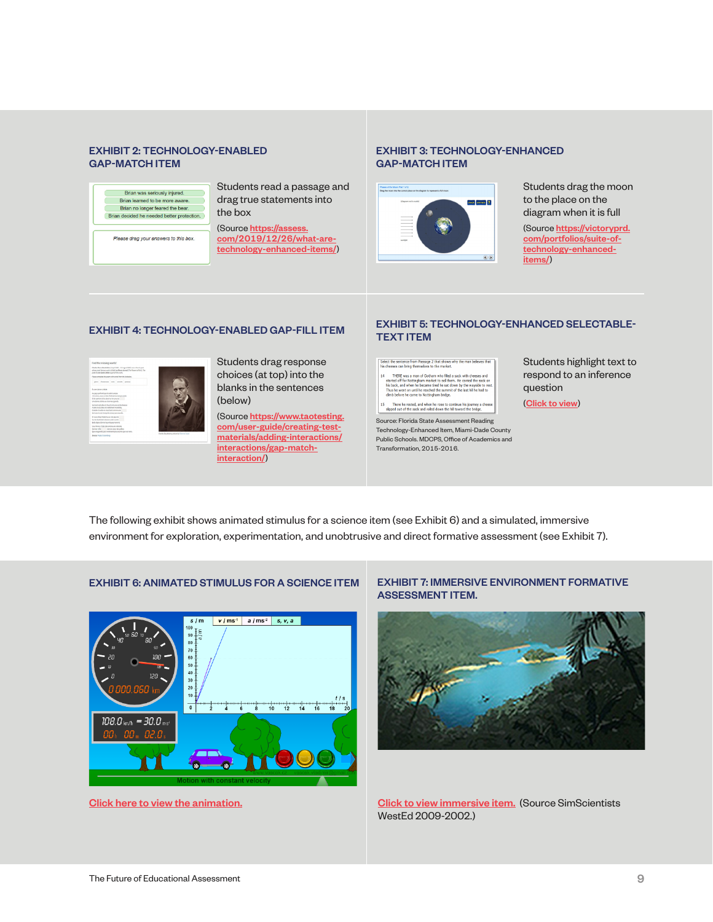### EXHIBIT 2: TECHNOLOGY-ENABLED GAP-MATCH ITEM

Students read a passage and drag true statements into the box

(Source https://assess.com/2019/12/26/what-are-technology-enhanced-items/)

### EXHIBIT 3: TECHNOLOGY-ENHANCED GAP-MATCH ITEM

Students drag the moon to the place on the diagram when it is full

(Source https://victoryprd.com/portfolios/suite-of-technology-enhanced-items/)

### EXHIBIT 4: TECHNOLOGY-ENABLED GAP-FILL ITEM

Students drag response choices (at top) into the blanks in the sentences (below)

(Source https://www.taotesting.com/user-guide/creating-test-materials/adding-interactions/interactions/gap-match-interaction/)

### EXHIBIT 5: TECHNOLOGY-ENHANCED SELECTABLE-TEXT ITEM

Students highlight text to respond to an inference question

(Click to view)

Source: Florida State Assessment Reading Technology-Enhanced Item, Miami-Dade County Public Schools. MDCPS, Office of Academics and Transformation, 2015-2016.

The following exhibit shows animated stimulus for a science item (see Exhibit 6) and a simulated, immersive environment for exploration, experimentation, and unobtrusive and direct formative assessment (see Exhibit 7).

### EXHIBIT 6: ANIMATED STIMULUS FOR A SCIENCE ITEM

Click here to view the animation.

### EXHIBIT 7: IMMERSIVE ENVIRONMENT FORMATIVE ASSESSMENT ITEM.

Click to view immersive item. (Source SimScientists WestEd 2009-2002.)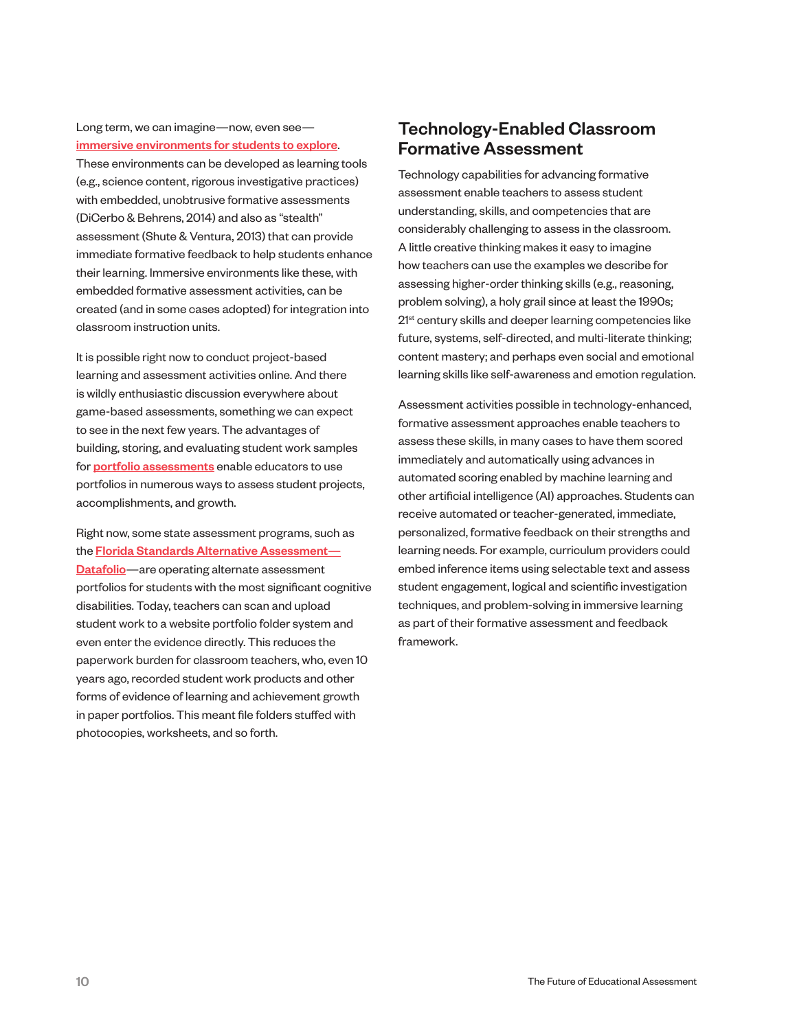Long term, we can imagine—now, even see—immersive environments for students to explore. These environments can be developed as learning tools (e.g., science content, rigorous investigative practices) with embedded, unobtrusive formative assessments (DiCerbo & Behrens, 2014) and also as "stealth" assessment (Shute & Ventura, 2013) that can provide immediate formative feedback to help students enhance their learning. Immersive environments like these, with embedded formative assessment activities, can be created (and in some cases adopted) for integration into classroom instruction units.

It is possible right now to conduct project-based learning and assessment activities online. And there is wildly enthusiastic discussion everywhere about game-based assessments, something we can expect to see in the next few years. The advantages of building, storing, and evaluating student work samples for portfolio assessments enable educators to use portfolios in numerous ways to assess student projects, accomplishments, and growth.

Right now, some state assessment programs, such as the Florida Standards Alternative Assessment—Datafolio—are operating alternate assessment portfolios for students with the most significant cognitive disabilities. Today, teachers can scan and upload student work to a website portfolio folder system and even enter the evidence directly. This reduces the paperwork burden for classroom teachers, who, even 10 years ago, recorded student work products and other forms of evidence of learning and achievement growth in paper portfolios. This meant file folders stuffed with photocopies, worksheets, and so forth.

## Technology-Enabled Classroom Formative Assessment

Technology capabilities for advancing formative assessment enable teachers to assess student understanding, skills, and competencies that are considerably challenging to assess in the classroom. A little creative thinking makes it easy to imagine how teachers can use the examples we describe for assessing higher-order thinking skills (e.g., reasoning, problem solving), a holy grail since at least the 1990s; 21st century skills and deeper learning competencies like future, systems, self-directed, and multi-literate thinking; content mastery; and perhaps even social and emotional learning skills like self-awareness and emotion regulation.

Assessment activities possible in technology-enhanced, formative assessment approaches enable teachers to assess these skills, in many cases to have them scored immediately and automatically using advances in automated scoring enabled by machine learning and other artificial intelligence (AI) approaches. Students can receive automated or teacher-generated, immediate, personalized, formative feedback on their strengths and learning needs. For example, curriculum providers could embed inference items using selectable text and assess student engagement, logical and scientific investigation techniques, and problem-solving in immersive learning as part of their formative assessment and feedback framework.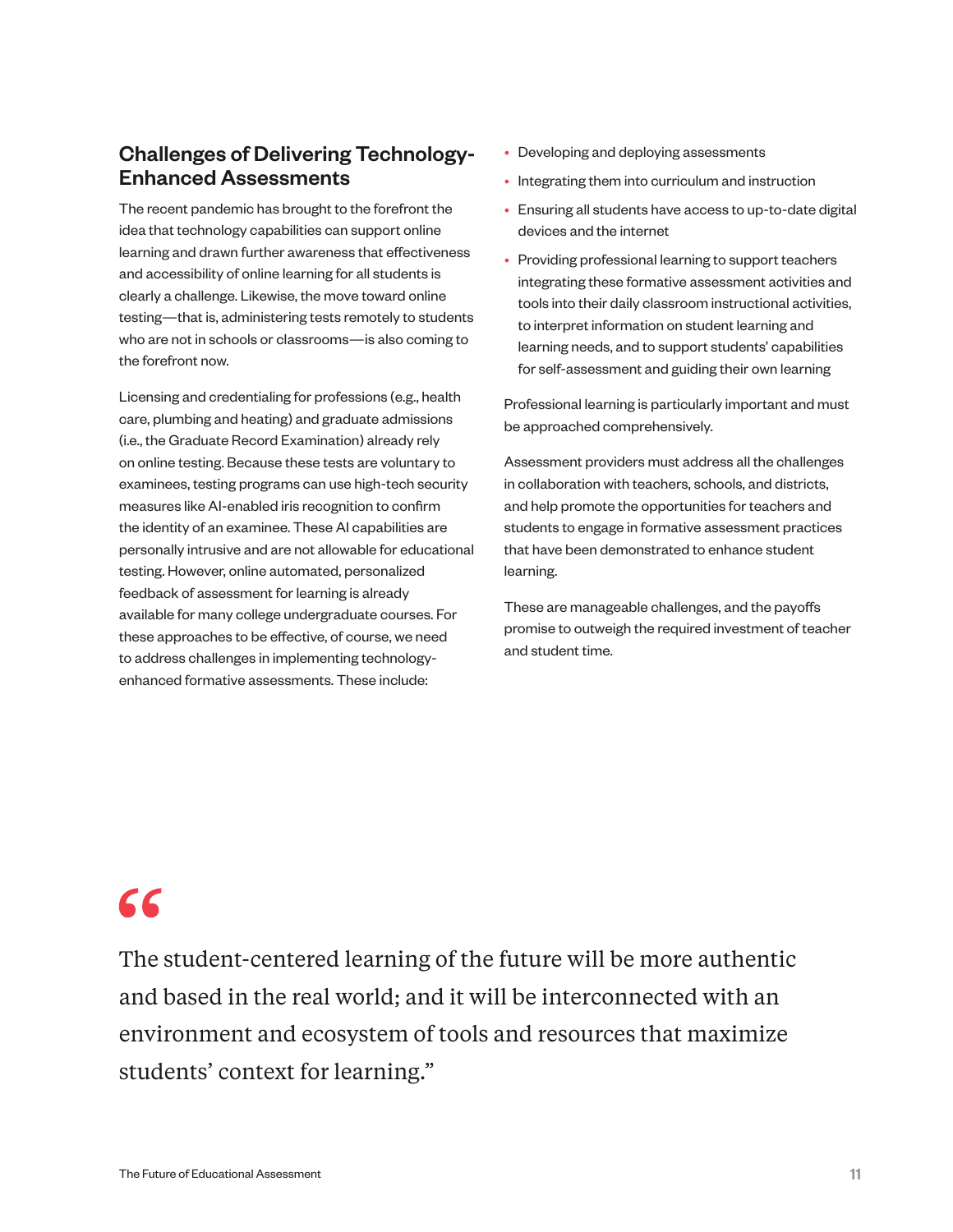## Challenges of Delivering Technology-Enhanced Assessments

The recent pandemic has brought to the forefront the idea that technology capabilities can support online learning and drawn further awareness that effectiveness and accessibility of online learning for all students is clearly a challenge. Likewise, the move toward online testing—that is, administering tests remotely to students who are not in schools or classrooms—is also coming to the forefront now.

Licensing and credentialing for professions (e.g., health care, plumbing and heating) and graduate admissions (i.e., the Graduate Record Examination) already rely on online testing. Because these tests are voluntary to examinees, testing programs can use high-tech security measures like AI-enabled iris recognition to confirm the identity of an examinee. These AI capabilities are personally intrusive and are not allowable for educational testing. However, online automated, personalized feedback of assessment for learning is already available for many college undergraduate courses. For these approaches to be effective, of course, we need to address challenges in implementing technology-enhanced formative assessments. These include:

- Developing and deploying assessments
- Integrating them into curriculum and instruction
- Ensuring all students have access to up-to-date digital devices and the internet
- Providing professional learning to support teachers integrating these formative assessment activities and tools into their daily classroom instructional activities, to interpret information on student learning and learning needs, and to support students' capabilities for self-assessment and guiding their own learning

Professional learning is particularly important and must be approached comprehensively.

Assessment providers must address all the challenges in collaboration with teachers, schools, and districts, and help promote the opportunities for teachers and students to engage in formative assessment practices that have been demonstrated to enhance student learning.

These are manageable challenges, and the payoffs promise to outweigh the required investment of teacher and student time.

> "The student-centered learning of the future will be more authentic and based in the real world; and it will be interconnected with an environment and ecosystem of tools and resources that maximize students' context for learning."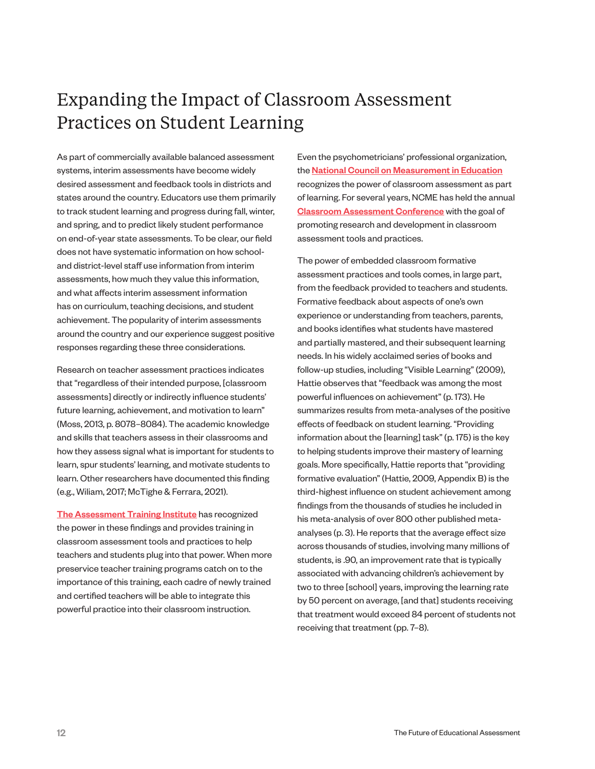# Expanding the Impact of Classroom Assessment Practices on Student Learning

As part of commercially available balanced assessment systems, interim assessments have become widely desired assessment and feedback tools in districts and states around the country. Educators use them primarily to track student learning and progress during fall, winter, and spring, and to predict likely student performance on end-of-year state assessments. To be clear, our field does not have systematic information on how school- and district-level staff use information from interim assessments, how much they value this information, and what affects interim assessment information has on curriculum, teaching decisions, and student achievement. The popularity of interim assessments around the country and our experience suggest positive responses regarding these three considerations.

Research on teacher assessment practices indicates that "regardless of their intended purpose, [classroom assessments] directly or indirectly influence students' future learning, achievement, and motivation to learn" (Moss, 2013, p. 8078–8084). The academic knowledge and skills that teachers assess in their classrooms and how they assess signal what is important for students to learn, spur students' learning, and motivate students to learn. Other researchers have documented this finding (e.g., Wiliam, 2017; McTighe & Ferrara, 2021).

**The Assessment Training Institute** has recognized the power in these findings and provides training in classroom assessment tools and practices to help teachers and students plug into that power. When more preservice teacher training programs catch on to the importance of this training, each cadre of newly trained and certified teachers will be able to integrate this powerful practice into their classroom instruction.

Even the psychometricians' professional organization, the **National Council on Measurement in Education** recognizes the power of classroom assessment as part of learning. For several years, NCME has held the annual **Classroom Assessment Conference** with the goal of promoting research and development in classroom assessment tools and practices.

The power of embedded classroom formative assessment practices and tools comes, in large part, from the feedback provided to teachers and students. Formative feedback about aspects of one's own experience or understanding from teachers, parents, and books identifies what students have mastered and partially mastered, and their subsequent learning needs. In his widely acclaimed series of books and follow-up studies, including "Visible Learning" (2009), Hattie observes that "feedback was among the most powerful influences on achievement" (p. 173). He summarizes results from meta-analyses of the positive effects of feedback on student learning. "Providing information about the [learning] task" (p. 175) is the key to helping students improve their mastery of learning goals. More specifically, Hattie reports that "providing formative evaluation" (Hattie, 2009, Appendix B) is the third-highest influence on student achievement among findings from the thousands of studies he included in his meta-analysis of over 800 other published meta-analyses (p. 3). He reports that the average effect size across thousands of studies, involving many millions of students, is .90, an improvement rate that is typically associated with advancing children's achievement by two to three [school] years, improving the learning rate by 50 percent on average, [and that] students receiving that treatment would exceed 84 percent of students not receiving that treatment (pp. 7–8).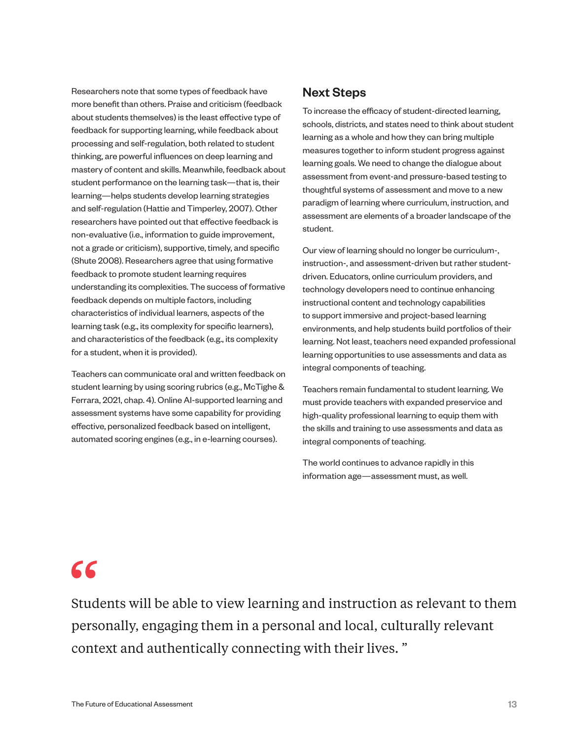Researchers note that some types of feedback have more benefit than others. Praise and criticism (feedback about students themselves) is the least effective type of feedback for supporting learning, while feedback about processing and self-regulation, both related to student thinking, are powerful influences on deep learning and mastery of content and skills. Meanwhile, feedback about student performance on the learning task—that is, their learning—helps students develop learning strategies and self-regulation (Hattie and Timperley, 2007). Other researchers have pointed out that effective feedback is non-evaluative (i.e., information to guide improvement, not a grade or criticism), supportive, timely, and specific (Shute 2008). Researchers agree that using formative feedback to promote student learning requires understanding its complexities. The success of formative feedback depends on multiple factors, including characteristics of individual learners, aspects of the learning task (e.g., its complexity for specific learners), and characteristics of the feedback (e.g., its complexity for a student, when it is provided).

Teachers can communicate oral and written feedback on student learning by using scoring rubrics (e.g., McTighe & Ferrara, 2021, chap. 4). Online AI-supported learning and assessment systems have some capability for providing effective, personalized feedback based on intelligent, automated scoring engines (e.g., in e-learning courses).

## Next Steps

To increase the efficacy of student-directed learning, schools, districts, and states need to think about student learning as a whole and how they can bring multiple measures together to inform student progress against learning goals. We need to change the dialogue about assessment from event-and pressure-based testing to thoughtful systems of assessment and move to a new paradigm of learning where curriculum, instruction, and assessment are elements of a broader landscape of the student.

Our view of learning should no longer be curriculum-, instruction-, and assessment-driven but rather student-driven. Educators, online curriculum providers, and technology developers need to continue enhancing instructional content and technology capabilities to support immersive and project-based learning environments, and help students build portfolios of their learning. Not least, teachers need expanded professional learning opportunities to use assessments and data as integral components of teaching.

Teachers remain fundamental to student learning. We must provide teachers with expanded preservice and high-quality professional learning to equip them with the skills and training to use assessments and data as integral components of teaching.

The world continues to advance rapidly in this information age—assessment must, as well.

> “Students will be able to view learning and instruction as relevant to them personally, engaging them in a personal and local, culturally relevant context and authentically connecting with their lives.”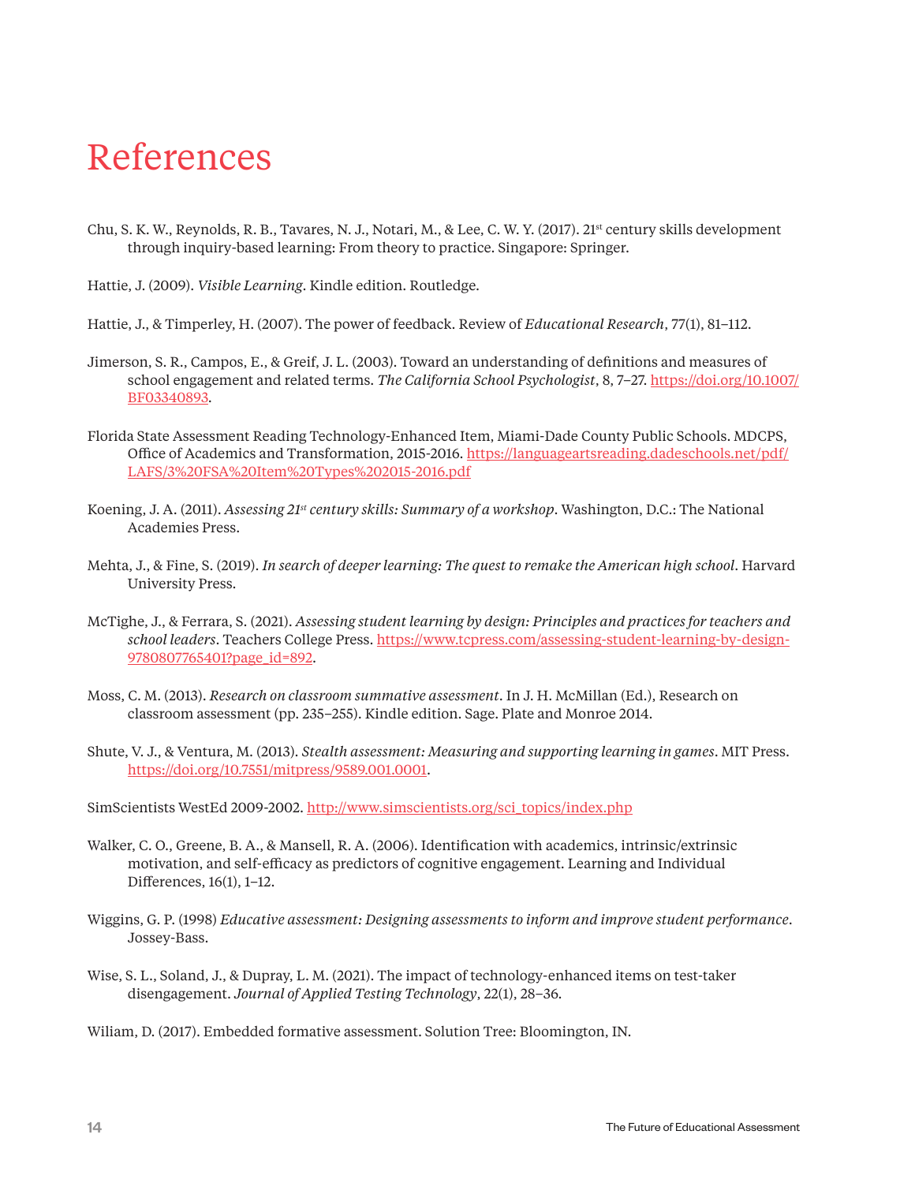# References

Chu, S. K. W., Reynolds, R. B., Tavares, N. J., Notari, M., & Lee, C. W. Y. (2017). 21st century skills development through inquiry-based learning: From theory to practice. Singapore: Springer.

Hattie, J. (2009). *Visible Learning*. Kindle edition. Routledge.

Hattie, J., & Timperley, H. (2007). The power of feedback. Review of *Educational Research*, 77(1), 81–112.

Jimerson, S. R., Campos, E., & Greif, J. L. (2003). Toward an understanding of definitions and measures of school engagement and related terms. *The California School Psychologist*, 8, 7–27. https://doi.org/10.1007/BF03340893.

Florida State Assessment Reading Technology-Enhanced Item, Miami-Dade County Public Schools. MDCPS, Office of Academics and Transformation, 2015-2016. https://languageartsreading.dadeschools.net/pdf/LAFS/3%20FSA%20Item%20Types%202015-2016.pdf

Koening, J. A. (2011). *Assessing 21st century skills: Summary of a workshop*. Washington, D.C.: The National Academies Press.

Mehta, J., & Fine, S. (2019). *In search of deeper learning: The quest to remake the American high school*. Harvard University Press.

McTighe, J., & Ferrara, S. (2021). *Assessing student learning by design: Principles and practices for teachers and school leaders*. Teachers College Press. https://www.tcpress.com/assessing-student-learning-by-design-9780807765401?page_id=892.

Moss, C. M. (2013). *Research on classroom summative assessment*. In J. H. McMillan (Ed.), Research on classroom assessment (pp. 235–255). Kindle edition. Sage. Plate and Monroe 2014.

Shute, V. J., & Ventura, M. (2013). *Stealth assessment: Measuring and supporting learning in games*. MIT Press. https://doi.org/10.7551/mitpress/9589.001.0001.

SimScientists WestEd 2009-2002. http://www.simscientists.org/sci_topics/index.php

Walker, C. O., Greene, B. A., & Mansell, R. A. (2006). Identification with academics, intrinsic/extrinsic motivation, and self-efficacy as predictors of cognitive engagement. Learning and Individual Differences, 16(1), 1–12.

Wiggins, G. P. (1998) *Educative assessment: Designing assessments to inform and improve student performance*. Jossey-Bass.

Wise, S. L., Soland, J., & Dupray, L. M. (2021). The impact of technology-enhanced items on test-taker disengagement. *Journal of Applied Testing Technology*, 22(1), 28–36.

Wiliam, D. (2017). Embedded formative assessment. Solution Tree: Bloomington, IN.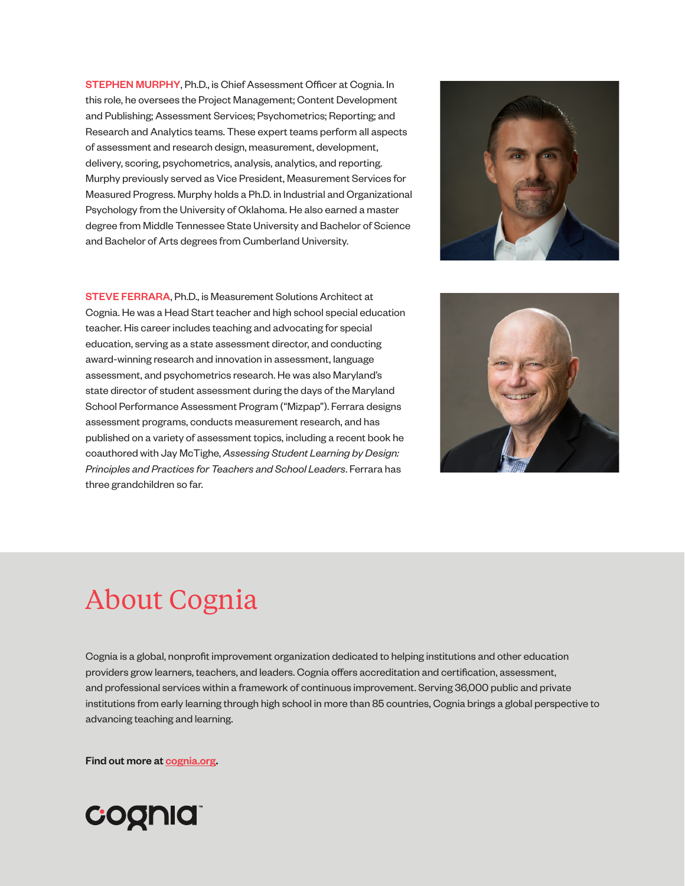**STEPHEN MURPHY**, Ph.D., is Chief Assessment Officer at Cognia. In this role, he oversees the Project Management; Content Development and Publishing; Assessment Services; Psychometrics; Reporting; and Research and Analytics teams. These expert teams perform all aspects of assessment and research design, measurement, development, delivery, scoring, psychometrics, analysis, analytics, and reporting. Murphy previously served as Vice President, Measurement Services for Measured Progress. Murphy holds a Ph.D. in Industrial and Organizational Psychology from the University of Oklahoma. He also earned a master degree from Middle Tennessee State University and Bachelor of Science and Bachelor of Arts degrees from Cumberland University.

**STEVE FERRARA**, Ph.D., is Measurement Solutions Architect at Cognia. He was a Head Start teacher and high school special education teacher. His career includes teaching and advocating for special education, serving as a state assessment director, and conducting award-winning research and innovation in assessment, language assessment, and psychometrics research. He was also Maryland's state director of student assessment during the days of the Maryland School Performance Assessment Program ("Mizpap"). Ferrara designs assessment programs, conducts measurement research, and has published on a variety of assessment topics, including a recent book he coauthored with Jay McTighe, *Assessing Student Learning by Design: Principles and Practices for Teachers and School Leaders*. Ferrara has three grandchildren so far.

# About Cognia

Cognia is a global, nonprofit improvement organization dedicated to helping institutions and other education providers grow learners, teachers, and leaders. Cognia offers accreditation and certification, assessment, and professional services within a framework of continuous improvement. Serving 36,000 public and private institutions from early learning through high school in more than 85 countries, Cognia brings a global perspective to advancing teaching and learning.

**Find out more at cognia.org.**

cognia™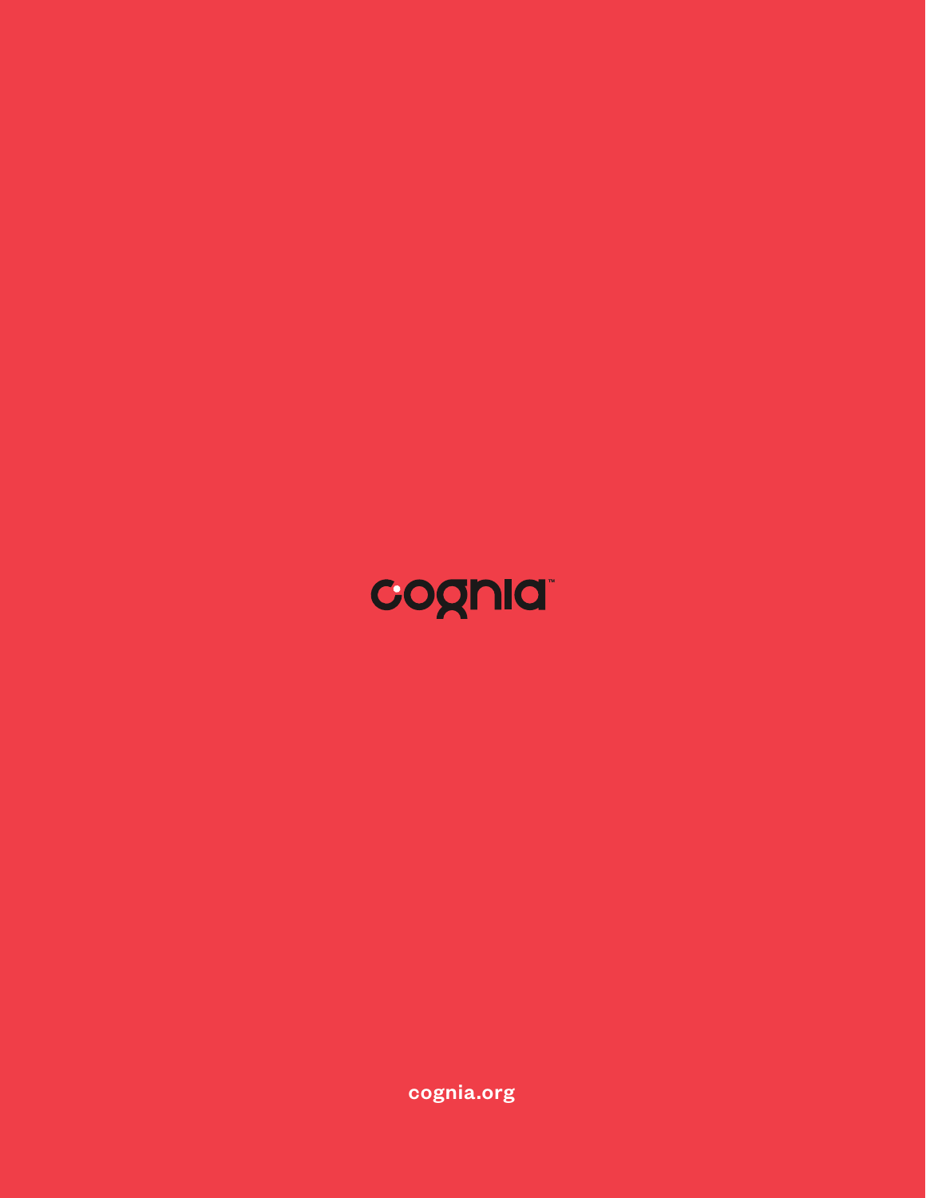cognia™

cognia.org